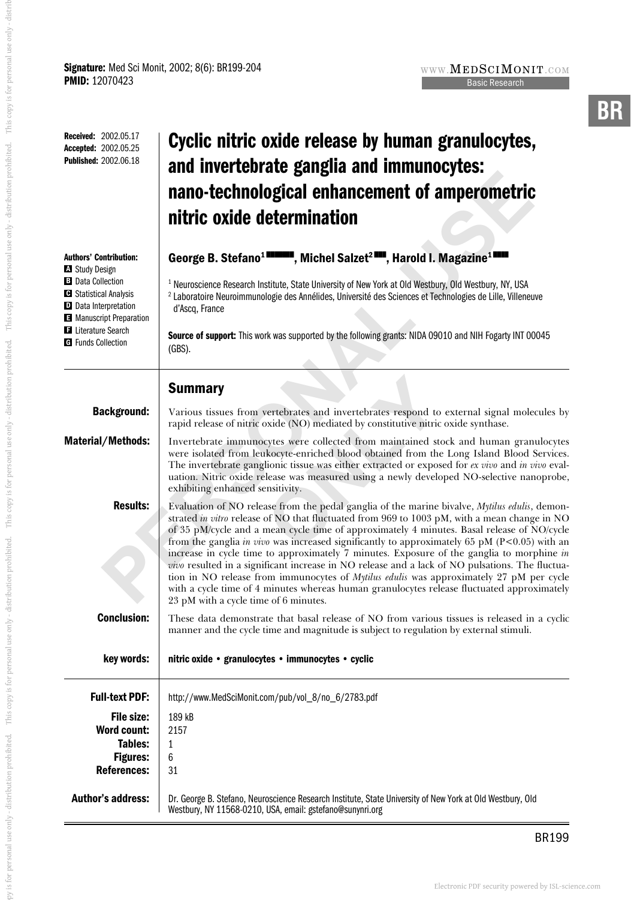**Signature:** Med Sci Monit, 2002; 8(6): BR199-204
**PMID:** 12070423

Basic Research

**Received:** 2002.05.17
**Accepted:** 2002.05.25
**Published:** 2002.06.18

# Cyclic nitric oxide release by human granulocytes, and invertebrate ganglia and immunocytes: nano-technological enhancement of amperometric nitric oxide determination

**Authors' Contribution:**
A Study Design
B Data Collection
C Statistical Analysis
D Data Interpretation
E Manuscript Preparation
F Literature Search
G Funds Collection

**George B. Stefano**[1], **Michel Salzet**[2], **Harold I. Magazine**[1]

[1] Neuroscience Research Institute, State University of New York at Old Westbury, Old Westbury, NY, USA
[2] Laboratoire Neuroimmunologie des Annélides, Université des Sciences et Technologies de Lille, Villeneuve d'Ascq, France

**Source of support:** This work was supported by the following grants: NIDA 09010 and NIH Fogarty INT 00045 (GBS).

## Summary

**Background:** Various tissues from vertebrates and invertebrates respond to external signal molecules by rapid release of nitric oxide (NO) mediated by constitutive nitric oxide synthase.

**Material/Methods:** Invertebrate immunocytes were collected from maintained stock and human granulocytes were isolated from leukocyte-enriched blood obtained from the Long Island Blood Services. The invertebrate ganglionic tissue was either extracted or exposed for *ex vivo* and *in vivo* evaluation. Nitric oxide release was measured using a newly developed NO-selective nanoprobe, exhibiting enhanced sensitivity.

**Results:** Evaluation of NO release from the pedal ganglia of the marine bivalve, *Mytilus edulis*, demonstrated *in vitro* release of NO that fluctuated from 969 to 1003 pM, with a mean change in NO of 35 pM/cycle and a mean cycle time of approximately 4 minutes. Basal release of NO/cycle from the ganglia *in vivo* was increased significantly to approximately 65 pM ($P<0.05$) with an increase in cycle time to approximately 7 minutes. Exposure of the ganglia to morphine *in vivo* resulted in a significant increase in NO release and a lack of NO pulsations. The fluctuation in NO release from immunocytes of *Mytilus edulis* was approximately 27 pM per cycle with a cycle time of 4 minutes whereas human granulocytes release fluctuated approximately 23 pM with a cycle time of 6 minutes.

**Conclusion:** These data demonstrate that basal release of NO from various tissues is released in a cyclic manner and the cycle time and magnitude is subject to regulation by external stimuli.

**key words:** **nitric oxide • granulocytes • immunocytes • cyclic**

**Full-text PDF:** http://www.MedSciMonit.com/pub/vol_8/no_6/2783.pdf
**File size:** 189 kB
**Word count:** 2157
**Tables:** 1
**Figures:** 6
**References:** 31

**Author's address:** Dr. George B. Stefano, Neuroscience Research Institute, State University of New York at Old Westbury, Old Westbury, NY 11568-0210, USA, email: gstefano@sunynri.org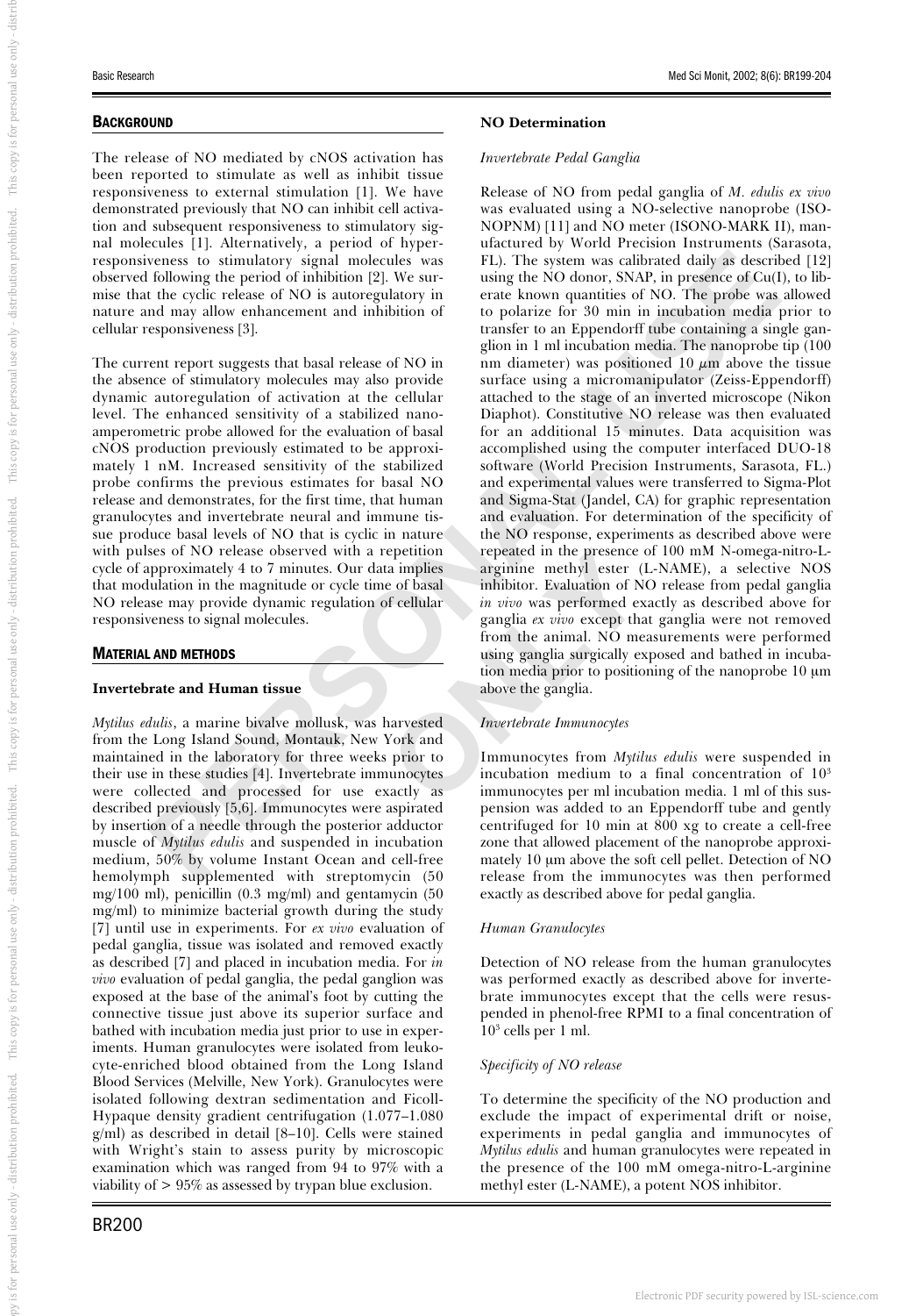## BACKGROUND

The release of NO mediated by cNOS activation has been reported to stimulate as well as inhibit tissue responsiveness to external stimulation [1]. We have demonstrated previously that NO can inhibit cell activation and subsequent responsiveness to stimulatory signal molecules [1]. Alternatively, a period of hyper-responsiveness to stimulatory signal molecules was observed following the period of inhibition [2]. We surmise that the cyclic release of NO is autoregulatory in nature and may allow enhancement and inhibition of cellular responsiveness [3].

The current report suggests that basal release of NO in the absence of stimulatory molecules may also provide dynamic autoregulation of activation at the cellular level. The enhanced sensitivity of a stabilized nano-amperometric probe allowed for the evaluation of basal cNOS production previously estimated to be approximately 1 nM. Increased sensitivity of the stabilized probe confirms the previous estimates for basal NO release and demonstrates, for the first time, that human granulocytes and invertebrate neural and immune tissue produce basal levels of NO that is cyclic in nature with pulses of NO release observed with a repetition cycle of approximately 4 to 7 minutes. Our data implies that modulation in the magnitude or cycle time of basal NO release may provide dynamic regulation of cellular responsiveness to signal molecules.

## MATERIAL AND METHODS

### Invertebrate and Human tissue

*Mytilus edulis*, a marine bivalve mollusk, was harvested from the Long Island Sound, Montauk, New York and maintained in the laboratory for three weeks prior to their use in these studies [4]. Invertebrate immunocytes were collected and processed for use exactly as described previously [5,6]. Immunocytes were aspirated by insertion of a needle through the posterior adductor muscle of *Mytilus edulis* and suspended in incubation medium, 50% by volume Instant Ocean and cell-free hemolymph supplemented with streptomycin (50 mg/100 ml), penicillin (0.3 mg/ml) and gentamycin (50 mg/ml) to minimize bacterial growth during the study [7] until use in experiments. For *ex vivo* evaluation of pedal ganglia, tissue was isolated and removed exactly as described [7] and placed in incubation media. For *in vivo* evaluation of pedal ganglia, the pedal ganglion was exposed at the base of the animal's foot by cutting the connective tissue just above its superior surface and bathed with incubation media just prior to use in experiments. Human granulocytes were isolated from leukocyte-enriched blood obtained from the Long Island Blood Services (Melville, New York). Granulocytes were isolated following dextran sedimentation and Ficoll-Hypaque density gradient centrifugation (1.077–1.080 g/ml) as described in detail [8–10]. Cells were stained with Wright's stain to assess purity by microscopic examination which was ranged from 94 to 97% with a viability of > 95% as assessed by trypan blue exclusion.

### NO Determination

*Invertebrate Pedal Ganglia*

Release of NO from pedal ganglia of *M. edulis ex vivo* was evaluated using a NO-selective nanoprobe (ISO-NOPNM) [11] and NO meter (ISONO-MARK II), manufactured by World Precision Instruments (Sarasota, FL). The system was calibrated daily as described [12] using the NO donor, SNAP, in presence of Cu(I), to liberate known quantities of NO. The probe was allowed to polarize for 30 min in incubation media prior to transfer to an Eppendorff tube containing a single ganglion in 1 ml incubation media. The nanoprobe tip (100 nm diameter) was positioned 10 $\mu$m above the tissue surface using a micromanipulator (Zeiss-Eppendorff) attached to the stage of an inverted microscope (Nikon Diaphot). Constitutive NO release was then evaluated for an additional 15 minutes. Data acquisition was accomplished using the computer interfaced DUO-18 software (World Precision Instruments, Sarasota, FL.) and experimental values were transferred to Sigma-Plot and Sigma-Stat (Jandel, CA) for graphic representation and evaluation. For determination of the specificity of the NO response, experiments as described above were repeated in the presence of 100 mM N-omega-nitro-L-arginine methyl ester (L-NAME), a selective NOS inhibitor. Evaluation of NO release from pedal ganglia *in vivo* was performed exactly as described above for ganglia *ex vivo* except that ganglia were not removed from the animal. NO measurements were performed using ganglia surgically exposed and bathed in incubation media prior to positioning of the nanoprobe 10 µm above the ganglia.

*Invertebrate Immunocytes*

Immunocytes from *Mytilus edulis* were suspended in incubation medium to a final concentration of $10^3$ immunocytes per ml incubation media. 1 ml of this suspension was added to an Eppendorff tube and gently centrifuged for 10 min at 800 xg to create a cell-free zone that allowed placement of the nanoprobe approximately 10 µm above the soft cell pellet. Detection of NO release from the immunocytes was then performed exactly as described above for pedal ganglia.

*Human Granulocytes*

Detection of NO release from the human granulocytes was performed exactly as described above for invertebrate immunocytes except that the cells were resuspended in phenol-free RPMI to a final concentration of $10^3$ cells per 1 ml.

*Specificity of NO release*

To determine the specificity of the NO production and exclude the impact of experimental drift or noise, experiments in pedal ganglia and immunocytes of *Mytilus edulis* and human granulocytes were repeated in the presence of the 100 mM omega-nitro-L-arginine methyl ester (L-NAME), a potent NOS inhibitor.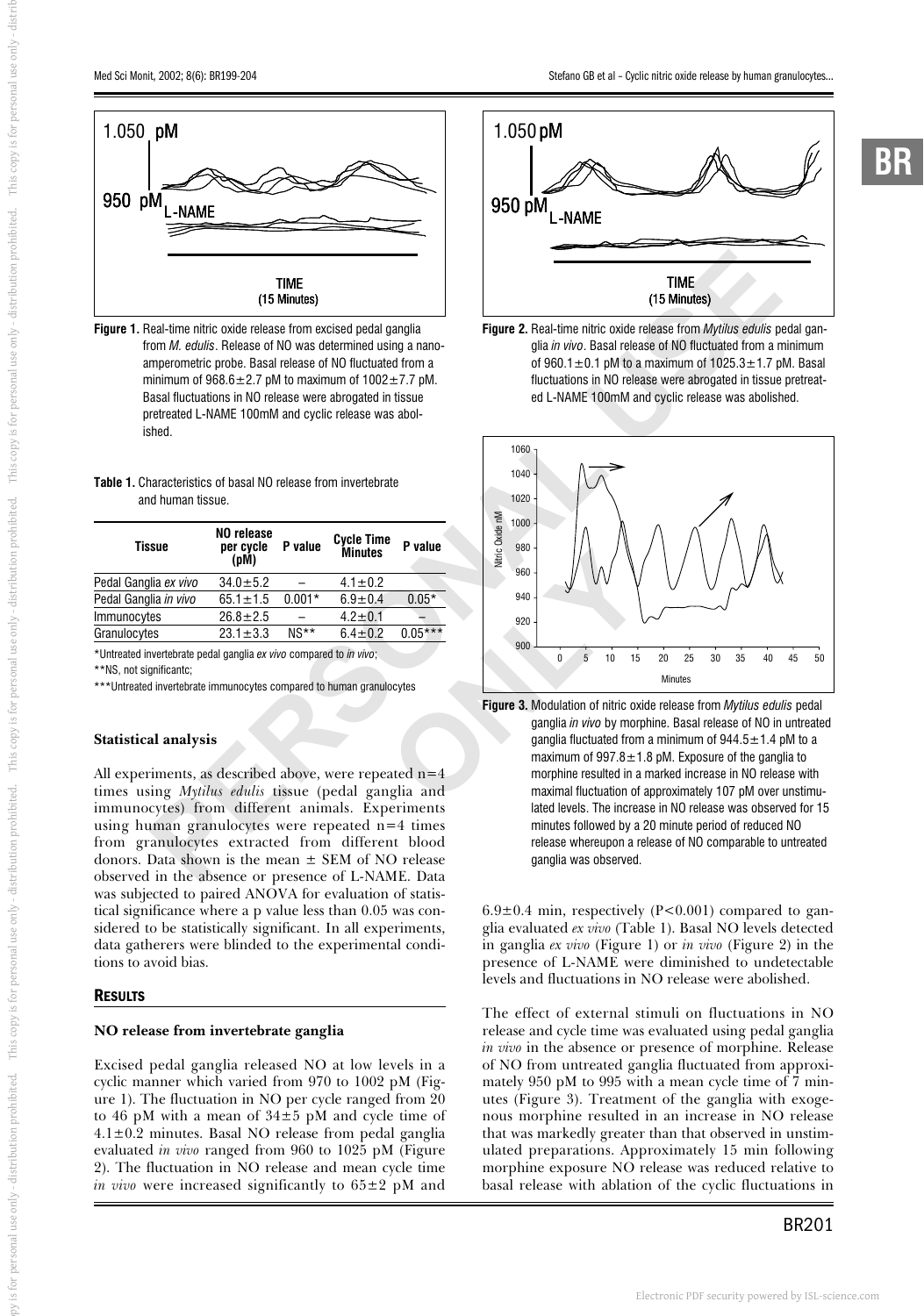**Figure 1.** Real-time nitric oxide release from excised pedal ganglia from *M. edulis*. Release of NO was determined using a nanoamperometric probe. Basal release of NO fluctuated from a minimum of 968.6±2.7 pM to maximum of 1002±7.7 pM. Basal fluctuations in NO release were abrogated in tissue pretreated L-NAME 100mM and cyclic release was abolished.

**Table 1.** Characteristics of basal NO release from invertebrate and human tissue.

| Tissue | NO release per cycle (pM) | P value | Cycle Time Minutes | P value |
|---|---|---|---|---|
| Pedal Ganglia *ex vivo* | 34.0±5.2 | – | 4.1±0.2 | |
| Pedal Ganglia *in vivo* | 65.1±1.5 | 0.001* | 6.9±0.4 | 0.05* |
| Immunocytes | 26.8±2.5 | – | 4.2±0.1 | – |
| Granulocytes | 23.1±3.3 | NS** | 6.4±0.2 | 0.05*** |

*Untreated invertebrate pedal ganglia *ex vivo* compared to *in vivo*;
**NS, not significantc;
***Untreated invertebrate immunocytes compared to human granulocytes

### Statistical analysis

All experiments, as described above, were repeated n=4 times using *Mytilus edulis* tissue (pedal ganglia and immunocytes) from different animals. Experiments using human granulocytes were repeated n=4 times from granulocytes extracted from different blood donors. Data shown is the mean ± SEM of NO release observed in the absence or presence of L-NAME. Data was subjected to paired ANOVA for evaluation of statistical significance where a p value less than 0.05 was considered to be statistically significant. In all experiments, data gatherers were blinded to the experimental conditions to avoid bias.

## Results

### NO release from invertebrate ganglia

Excised pedal ganglia released NO at low levels in a cyclic manner which varied from 970 to 1002 pM (Figure 1). The fluctuation in NO per cycle ranged from 20 to 46 pM with a mean of 34±5 pM and cycle time of 4.1±0.2 minutes. Basal NO release from pedal ganglia evaluated *in vivo* ranged from 960 to 1025 pM (Figure 2). The fluctuation in NO release and mean cycle time *in vivo* were increased significantly to 65±2 pM and 6.9±0.4 min, respectively (P<0.001) compared to ganglia evaluated *ex vivo* (Table 1). Basal NO levels detected in ganglia *ex vivo* (Figure 1) or *in vivo* (Figure 2) in the presence of L-NAME were diminished to undetectable levels and fluctuations in NO release were abolished.

**Figure 2.** Real-time nitric oxide release from *Mytilus edulis* pedal ganglia *in vivo*. Basal release of NO fluctuated from a minimum of 960.1±0.1 pM to a maximum of 1025.3±1.7 pM. Basal fluctuations in NO release were abrogated in tissue pretreated L-NAME 100mM and cyclic release was abolished.

**Figure 3.** Modulation of nitric oxide release from *Mytilus edulis* pedal ganglia *in vivo* by morphine. Basal release of NO in untreated ganglia fluctuated from a minimum of 944.5±1.4 pM to a maximum of 997.8±1.8 pM. Exposure of the ganglia to morphine resulted in a marked increase in NO release with maximal fluctuation of approximately 107 pM over unstimulated levels. The increase in NO release was observed for 15 minutes followed by a 20 minute period of reduced NO release whereupon a release of NO comparable to untreated ganglia was observed.

The effect of external stimuli on fluctuations in NO release and cycle time was evaluated using pedal ganglia *in vivo* in the absence or presence of morphine. Release of NO from untreated ganglia fluctuated from approximately 950 pM to 995 with a mean cycle time of 7 minutes (Figure 3). Treatment of the ganglia with exogenous morphine resulted in an increase in NO release that was markedly greater than that observed in unstimulated preparations. Approximately 15 min following morphine exposure NO release was reduced relative to basal release with ablation of the cyclic fluctuations in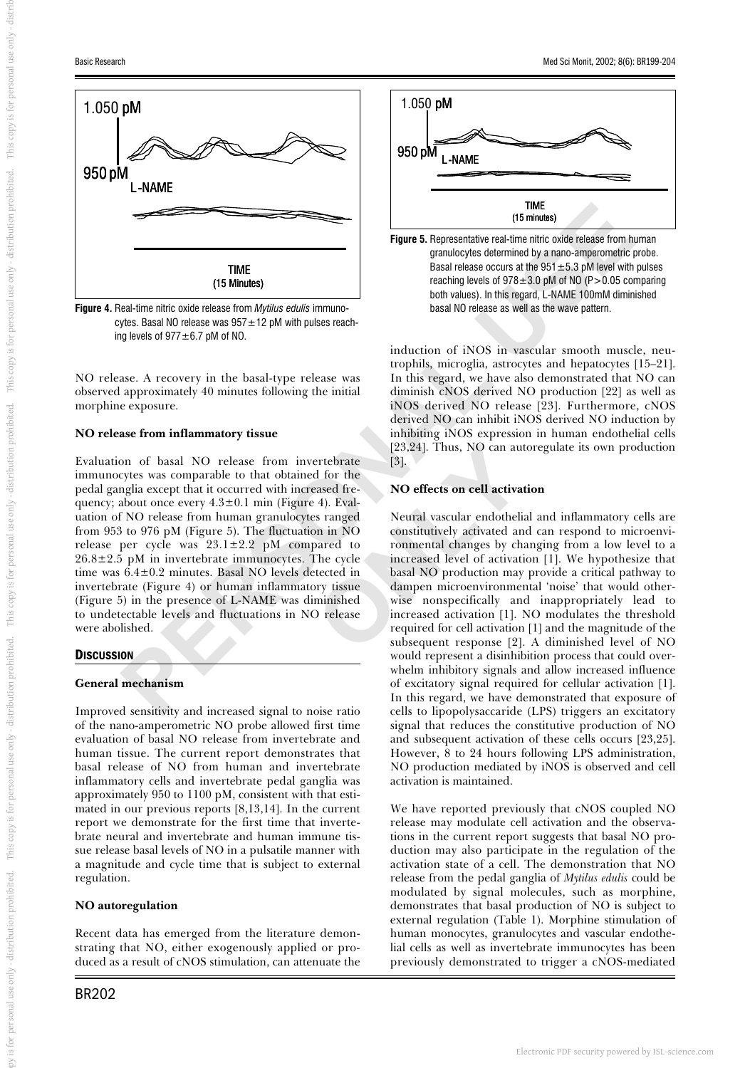Figure 4. Real-time nitric oxide release from *Mytilus edulis* immunocytes. Basal NO release was 957±12 pM with pulses reaching levels of 977±6.7 pM of NO.

Figure 5. Representative real-time nitric oxide release from human granulocytes determined by a nano-amperometric probe. Basal release occurs at the 951±5.3 pM level with pulses reaching levels of 978±3.0 pM of NO (P>0.05 comparing both values). In this regard, L-NAME 100mM diminished basal NO release as well as the wave pattern.

NO release. A recovery in the basal-type release was observed approximately 40 minutes following the initial morphine exposure.

**NO release from inflammatory tissue**

Evaluation of basal NO release from invertebrate immunocytes was comparable to that obtained for the pedal ganglia except that it occurred with increased frequency; about once every 4.3±0.1 min (Figure 4). Evaluation of NO release from human granulocytes ranged from 953 to 976 pM (Figure 5). The fluctuation in NO release per cycle was 23.1±2.2 pM compared to 26.8±2.5 pM in invertebrate immunocytes. The cycle time was 6.4±0.2 minutes. Basal NO levels detected in invertebrate (Figure 4) or human inflammatory tissue (Figure 5) in the presence of L-NAME was diminished to undetectable levels and fluctuations in NO release were abolished.

## Discussion

**General mechanism**

Improved sensitivity and increased signal to noise ratio of the nano-amperometric NO probe allowed first time evaluation of basal NO release from invertebrate and human tissue. The current report demonstrates that basal release of NO from human and invertebrate inflammatory cells and invertebrate pedal ganglia was approximately 950 to 1100 pM, consistent with that estimated in our previous reports [8,13,14]. In the current report we demonstrate for the first time that invertebrate neural and invertebrate and human immune tissue release basal levels of NO in a pulsatile manner with a magnitude and cycle time that is subject to external regulation.

**NO autoregulation**

Recent data has emerged from the literature demonstrating that NO, either exogenously applied or produced as a result of cNOS stimulation, can attenuate the induction of iNOS in vascular smooth muscle, neutrophils, microglia, astrocytes and hepatocytes [15–21]. In this regard, we have also demonstrated that NO can diminish cNOS derived NO production [22] as well as iNOS derived NO release [23]. Furthermore, cNOS derived NO can inhibit iNOS derived NO induction by inhibiting iNOS expression in human endothelial cells [23,24]. Thus, NO can autoregulate its own production [3].

**NO effects on cell activation**

Neural vascular endothelial and inflammatory cells are constitutively activated and can respond to microenvironmental changes by changing from a low level to a increased level of activation [1]. We hypothesize that basal NO production may provide a critical pathway to dampen microenvironmental 'noise' that would otherwise nonspecifically and inappropriately lead to increased activation [1]. NO modulates the threshold required for cell activation [1] and the magnitude of the subsequent response [2]. A diminished level of NO would represent a disinhibition process that could overwhelm inhibitory signals and allow increased influence of excitatory signal required for cellular activation [1]. In this regard, we have demonstrated that exposure of cells to lipopolysaccharide (LPS) triggers an excitatory signal that reduces the constitutive production of NO and subsequent activation of these cells occurs [23,25]. However, 8 to 24 hours following LPS administration, NO production mediated by iNOS is observed and cell activation is maintained.

We have reported previously that cNOS coupled NO release may modulate cell activation and the observations in the current report suggests that basal NO production may also participate in the regulation of the activation state of a cell. The demonstration that NO release from the pedal ganglia of *Mytilus edulis* could be modulated by signal molecules, such as morphine, demonstrates that basal production of NO is subject to external regulation (Table 1). Morphine stimulation of human monocytes, granulocytes and vascular endothelial cells as well as invertebrate immunocytes has been previously demonstrated to trigger a cNOS-mediated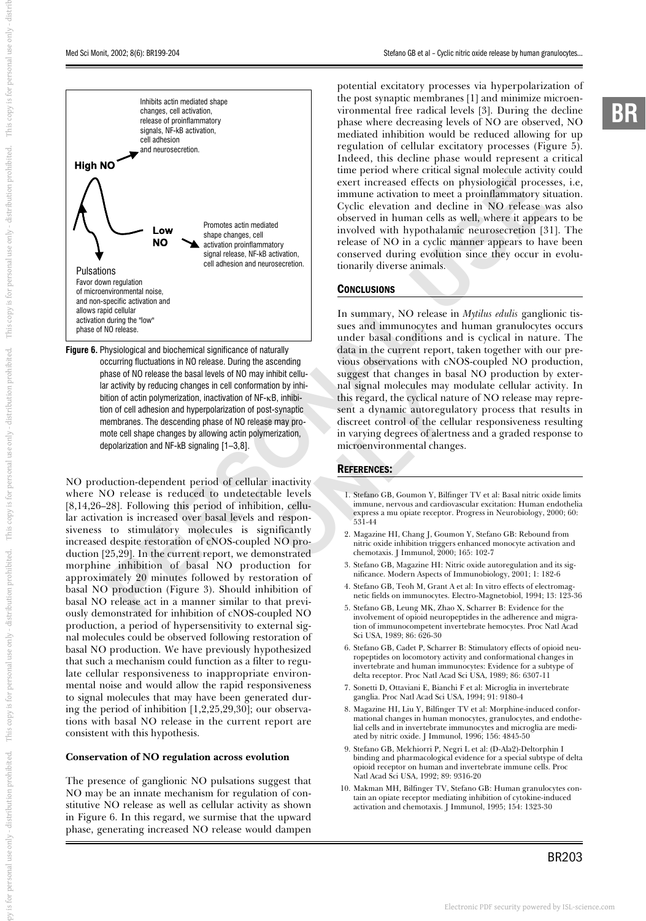Inhibits actin mediated shape changes, cell activation, release of proinflammatory signals, NF-kB activation, cell adhesion and neurosecretion.

**High NO**

**Low NO**

Promotes actin mediated shape changes, cell activation proinflammatory signal release, NF-kB activation, cell adhesion and neurosecretion.

Pulsations
Favor down regulation of microenvironmental noise, and non-specific activation and allows rapid cellular activation during the "low" phase of NO release.

**Figure 6.** Physiological and biochemical significance of naturally occurring fluctuations in NO release. During the ascending phase of NO release the basal levels of NO may inhibit cellular activity by reducing changes in cell conformation by inhibition of actin polymerization, inactivation of NF-κB, inhibition of cell adhesion and hyperpolarization of post-synaptic membranes. The descending phase of NO release may promote cell shape changes by allowing actin polymerization, depolarization and NF-kB signaling [1–3,8].

NO production-dependent period of cellular inactivity where NO release is reduced to undetectable levels [8,14,26–28]. Following this period of inhibition, cellular activation is increased over basal levels and responsiveness to stimulatory molecules is significantly increased despite restoration of cNOS-coupled NO production [25,29]. In the current report, we demonstrated morphine inhibition of basal NO production for approximately 20 minutes followed by restoration of basal NO production (Figure 3). Should inhibition of basal NO release act in a manner similar to that previously demonstrated for inhibition of cNOS-coupled NO production, a period of hypersensitivity to external signal molecules could be observed following restoration of basal NO production. We have previously hypothesized that such a mechanism could function as a filter to regulate cellular responsiveness to inappropriate environmental noise and would allow the rapid responsiveness to signal molecules that may have been generated during the period of inhibition [1,2,25,29,30]; our observations with basal NO release in the current report are consistent with this hypothesis.

### Conservation of NO regulation across evolution

The presence of ganglionic NO pulsations suggest that NO may be an innate mechanism for regulation of constitutive NO release as well as cellular activity as shown in Figure 6. In this regard, we surmise that the upward phase, generating increased NO release would dampen potential excitatory processes via hyperpolarization of the post synaptic membranes [1] and minimize microenvironmental free radical levels [3]. During the decline phase where decreasing levels of NO are observed, NO mediated inhibition would be reduced allowing for up regulation of cellular excitatory processes (Figure 5). Indeed, this decline phase would represent a critical time period where critical signal molecule activity could exert increased effects on physiological processes, i.e, immune activation to meet a proinflammatory situation. Cyclic elevation and decline in NO release was also observed in human cells as well, where it appears to be involved with hypothalamic neurosecretion [31]. The release of NO in a cyclic manner appears to have been conserved during evolution since they occur in evolutionarily diverse animals.

## Conclusions

In summary, NO release in *Mytilus edulis* ganglionic tissues and immunocytes and human granulocytes occurs under basal conditions and is cyclical in nature. The data in the current report, taken together with our previous observations with cNOS-coupled NO production, suggest that changes in basal NO production by external signal molecules may modulate cellular activity. In this regard, the cyclical nature of NO release may represent a dynamic autoregulatory process that results in discreet control of the cellular responsiveness resulting in varying degrees of alertness and a graded response to microenvironmental changes.

## References:

1. Stefano GB, Goumon Y, Bilfinger TV et al: Basal nitric oxide limits immune, nervous and cardiovascular excitation: Human endothelia express a mu opiate receptor. Progress in Neurobiology, 2000; 60: 531-44
2. Magazine HI, Chang J, Goumon Y, Stefano GB: Rebound from nitric oxide inhibition triggers enhanced monocyte activation and chemotaxis. J Immunol, 2000; 165: 102-7
3. Stefano GB, Magazine HI: Nitric oxide autoregulation and its significance. Modern Aspects of Immunobiology, 2001; 1: 182-6
4. Stefano GB, Teoh M, Grant A et al: In vitro effects of electromagnetic fields on immunocytes. Electro-Magnetobiol, 1994; 13: 123-36
5. Stefano GB, Leung MK, Zhao X, Scharrer B: Evidence for the involvement of opioid neuropeptides in the adherence and migration of immunocompetent invertebrate hemocytes. Proc Natl Acad Sci USA, 1989; 86: 626-30
6. Stefano GB, Cadet P, Scharrer B: Stimulatory effects of opioid neuropeptides on locomotory activity and conformational changes in invertebrate and human immunocytes: Evidence for a subtype of delta receptor. Proc Natl Acad Sci USA, 1989; 86: 6307-11
7. Sonetti D, Ottaviani E, Bianchi F et al: Microglia in invertebrate ganglia. Proc Natl Acad Sci USA, 1994; 91: 9180-4
8. Magazine HI, Liu Y, Bilfinger TV et al: Morphine-induced conformational changes in human monocytes, granulocytes, and endothelial cells and in invertebrate immunocytes and microglia are mediated by nitric oxide. J Immunol, 1996; 156: 4845-50
9. Stefano GB, Melchiorri P, Negri L et al: (D-Ala2)-Deltorphin I binding and pharmacological evidence for a special subtype of delta opioid receptor on human and invertebrate immune cells. Proc Natl Acad Sci USA, 1992; 89: 9316-20
10. Makman MH, Bilfinger TV, Stefano GB: Human granulocytes contain an opiate receptor mediating inhibition of cytokine-induced activation and chemotaxis. J Immunol, 1995; 154: 1323-30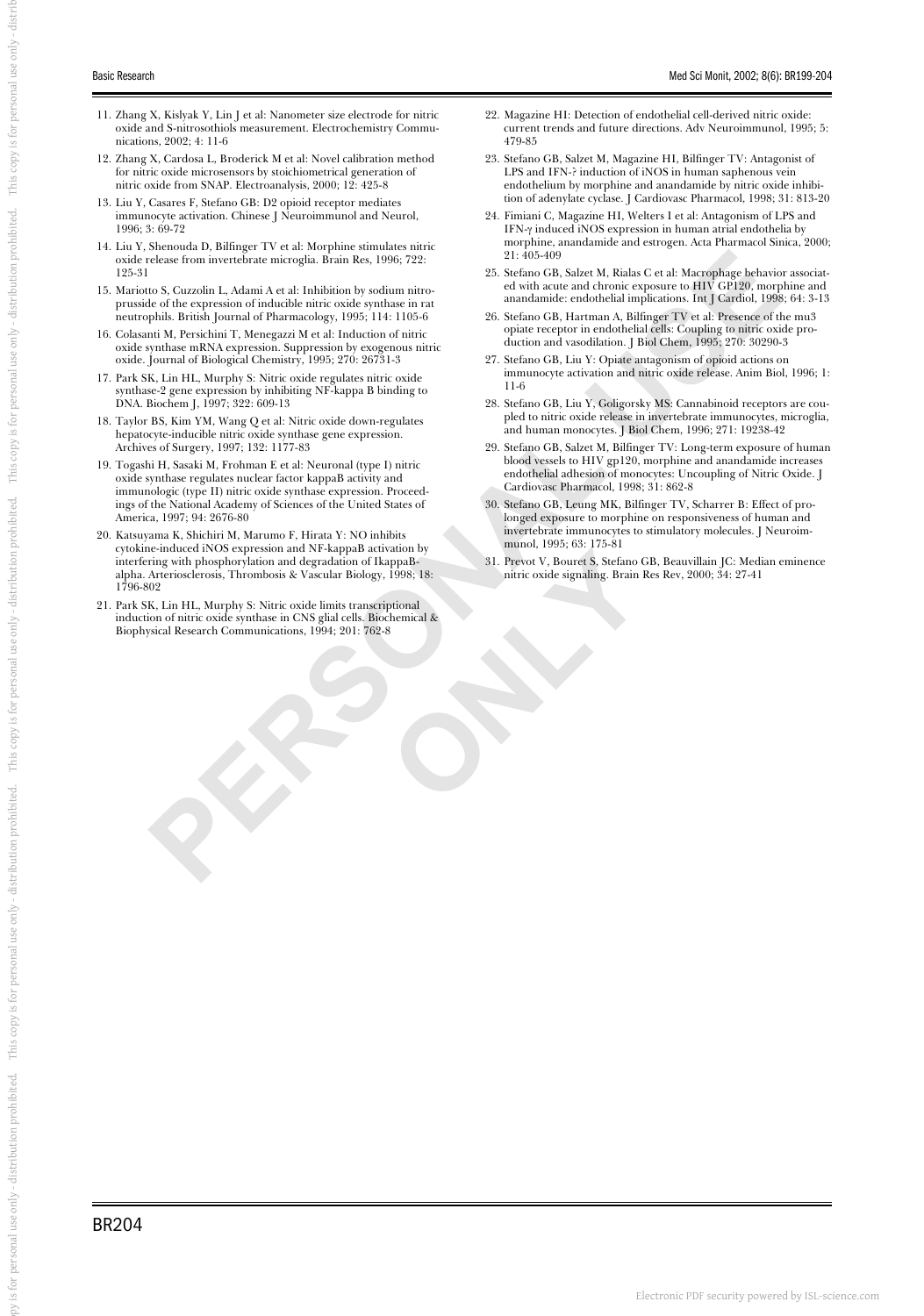11. Zhang X, Kislyak Y, Lin J et al: Nanometer size electrode for nitric oxide and S-nitrosothiols measurement. Electrochemistry Communications, 2002; 4: 11-6
12. Zhang X, Cardosa L, Broderick M et al: Novel calibration method for nitric oxide microsensors by stoichiometrical generation of nitric oxide from SNAP. Electroanalysis, 2000; 12: 425-8
13. Liu Y, Casares F, Stefano GB: D2 opioid receptor mediates immunocyte activation. Chinese J Neuroimmunol and Neurol, 1996; 3: 69-72
14. Liu Y, Shenouda D, Bilfinger TV et al: Morphine stimulates nitric oxide release from invertebrate microglia. Brain Res, 1996; 722: 125-31
15. Mariotto S, Cuzzolin L, Adami A et al: Inhibition by sodium nitroprusside of the expression of inducible nitric oxide synthase in rat neutrophils. British Journal of Pharmacology, 1995; 114: 1105-6
16. Colasanti M, Persichini T, Menegazzi M et al: Induction of nitric oxide synthase mRNA expression. Suppression by exogenous nitric oxide. Journal of Biological Chemistry, 1995; 270: 26731-3
17. Park SK, Lin HL, Murphy S: Nitric oxide regulates nitric oxide synthase-2 gene expression by inhibiting NF-kappa B binding to DNA. Biochem J, 1997; 322: 609-13
18. Taylor BS, Kim YM, Wang Q et al: Nitric oxide down-regulates hepatocyte-inducible nitric oxide synthase gene expression. Archives of Surgery, 1997; 132: 1177-83
19. Togashi H, Sasaki M, Frohman E et al: Neuronal (type I) nitric oxide synthase regulates nuclear factor kappaB activity and immunologic (type II) nitric oxide synthase expression. Proceedings of the National Academy of Sciences of the United States of America, 1997; 94: 2676-80
20. Katsuyama K, Shichiri M, Marumo F, Hirata Y: NO inhibits cytokine-induced iNOS expression and NF-kappaB activation by interfering with phosphorylation and degradation of IkappaB-alpha. Arteriosclerosis, Thrombosis & Vascular Biology, 1998; 18: 1796-802
21. Park SK, Lin HL, Murphy S: Nitric oxide limits transcriptional induction of nitric oxide synthase in CNS glial cells. Biochemical & Biophysical Research Communications, 1994; 201: 762-8
22. Magazine HI: Detection of endothelial cell-derived nitric oxide: current trends and future directions. Adv Neuroimmunol, 1995; 5: 479-85
23. Stefano GB, Salzet M, Magazine HI, Bilfinger TV: Antagonist of LPS and IFN-? induction of iNOS in human saphenous vein endothelium by morphine and anandamide by nitric oxide inhibition of adenylate cyclase. J Cardiovasc Pharmacol, 1998; 31: 813-20
24. Fimiani C, Magazine HI, Welters I et al: Antagonism of LPS and IFN-γ induced iNOS expression in human atrial endothelia by morphine, anandamide and estrogen. Acta Pharmacol Sinica, 2000; 21: 405-409
25. Stefano GB, Salzet M, Rialas C et al: Macrophage behavior associated with acute and chronic exposure to HIV GP120, morphine and anandamide: endothelial implications. Int J Cardiol, 1998; 64: 3-13
26. Stefano GB, Hartman A, Bilfinger TV et al: Presence of the mu3 opiate receptor in endothelial cells: Coupling to nitric oxide production and vasodilation. J Biol Chem, 1995; 270: 30290-3
27. Stefano GB, Liu Y: Opiate antagonism of opioid actions on immunocyte activation and nitric oxide release. Anim Biol, 1996; 1: 11-6
28. Stefano GB, Liu Y, Goligorsky MS: Cannabinoid receptors are coupled to nitric oxide release in invertebrate immunocytes, microglia, and human monocytes. J Biol Chem, 1996; 271: 19238-42
29. Stefano GB, Salzet M, Bilfinger TV: Long-term exposure of human blood vessels to HIV gp120, morphine and anandamide increases endothelial adhesion of monocytes: Uncoupling of Nitric Oxide. J Cardiovasc Pharmacol, 1998; 31: 862-8
30. Stefano GB, Leung MK, Bilfinger TV, Scharrer B: Effect of prolonged exposure to morphine on responsiveness of human and invertebrate immunocytes to stimulatory molecules. J Neuroimmunol, 1995; 63: 175-81
31. Prevot V, Bouret S, Stefano GB, Beauvillain JC: Median eminence nitric oxide signaling. Brain Res Rev, 2000; 34: 27-41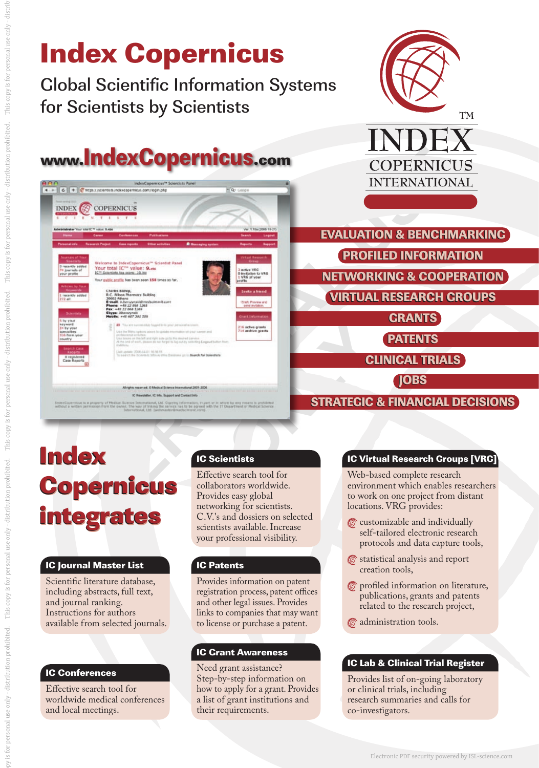# Index Copernicus

Global Scientific Information Systems for Scientists by Scientists

**www.IndexCopernicus.com**

INDEX COPERNICUS INTERNATIONAL™

- EVALUATION & BENCHMARKING
- PROFILED INFORMATION
- NETWORKING & COOPERATION
- VIRTUAL RESEARCH GROUPS
- GRANTS
- PATENTS
- CLINICAL TRIALS
- JOBS
- STRATEGIC & FINANCIAL DECISIONS

## Index Copernicus integrates

### IC Journal Master List

Scientific literature database, including abstracts, full text, and journal ranking. Instructions for authors available from selected journals.

### IC Conferences

Effective search tool for worldwide medical conferences and local meetings.

### IC Scientists

Effective search tool for collaborators worldwide. Provides easy global networking for scientists. C.V.'s and dossiers on selected scientists available. Increase your professional visibility.

### IC Patents

Provides information on patent registration process, patent offices and other legal issues. Provides links to companies that may want to license or purchase a patent.

### IC Grant Awareness

Need grant assistance? Step-by-step information on how to apply for a grant. Provides a list of grant institutions and their requirements.

### IC Virtual Research Groups [VRG]

Web-based complete research environment which enables researchers to work on one project from distant locations. VRG provides:

- customizable and individually self-tailored electronic research protocols and data capture tools,
- statistical analysis and report creation tools,
- profiled information on literature, publications, grants and patents related to the research project,
- administration tools.

### IC Lab & Clinical Trial Register

Provides list of on-going laboratory or clinical trials, including research summaries and calls for co-investigators.